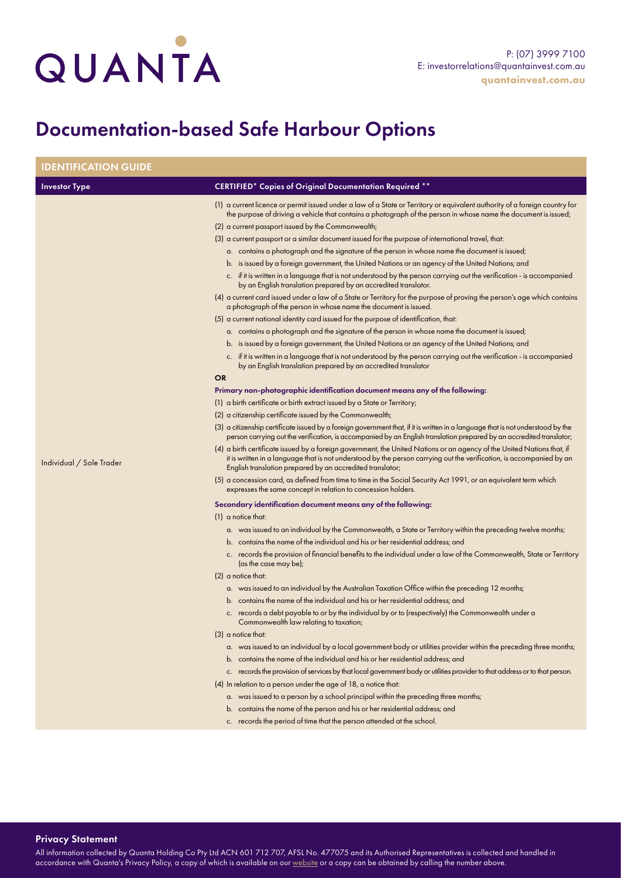# QUANTA

P: (07) 3999 7100
E: investorrelations@quantainvest.com.au
**quantainvest.com.au**

# Documentation-based Safe Harbour Options

## IDENTIFICATION GUIDE

| Investor Type | CERTIFIED* Copies of Original Documentation Required ** |
|---|---|
| Individual / Sole Trader | (1) a current licence or permit issued under a law of a State or Territory or equivalent authority of a foreign country for the purpose of driving a vehicle that contains a photograph of the person in whose name the document is issued;<br>(2) a current passport issued by the Commonwealth;<br>(3) a current passport or a similar document issued for the purpose of international travel, that:<br>a. contains a photograph and the signature of the person in whose name the document is issued;<br>b. is issued by a foreign government, the United Nations or an agency of the United Nations; and<br>c. if it is written in a language that is not understood by the person carrying out the verification - is accompanied by an English translation prepared by an accredited translator.<br>(4) a current card issued under a law of a State or Territory for the purpose of proving the person's age which contains a photograph of the person in whose name the document is issued.<br>(5) a current national identity card issued for the purpose of identification, that:<br>a. contains a photograph and the signature of the person in whose name the document is issued;<br>b. is issued by a foreign government, the United Nations or an agency of the United Nations; and<br>c. if it is written in a language that is not understood by the person carrying out the verification - is accompanied by an English translation prepared by an accredited translator<br>**OR**<br>**Primary non-photographic identification document means any of the following:**<br>(1) a birth certificate or birth extract issued by a State or Territory;<br>(2) a citizenship certificate issued by the Commonwealth;<br>(3) a citizenship certificate issued by a foreign government that, if it is written in a language that is not understood by the person carrying out the verification, is accompanied by an English translation prepared by an accredited translator;<br>(4) a birth certificate issued by a foreign government, the United Nations or an agency of the United Nations that, if it is written in a language that is not understood by the person carrying out the verification, is accompanied by an English translation prepared by an accredited translator;<br>(5) a concession card, as defined from time to time in the Social Security Act 1991, or an equivalent term which expresses the same concept in relation to concession holders.<br>**Secondary identification document means any of the following:**<br>(1) a notice that:<br>a. was issued to an individual by the Commonwealth, a State or Territory within the preceding twelve months;<br>b. contains the name of the individual and his or her residential address; and<br>c. records the provision of financial benefits to the individual under a law of the Commonwealth, State or Territory (as the case may be);<br>(2) a notice that:<br>a. was issued to an individual by the Australian Taxation Office within the preceding 12 months;<br>b. contains the name of the individual and his or her residential address; and<br>c. records a debt payable to or by the individual by or to (respectively) the Commonwealth under a Commonwealth law relating to taxation;<br>(3) a notice that:<br>a. was issued to an individual by a local government body or utilities provider within the preceding three months;<br>b. contains the name of the individual and his or her residential address; and<br>c. records the provision of services by that local government body or utilities provider to that address or to that person.<br>(4) In relation to a person under the age of 18, a notice that:<br>a. was issued to a person by a school principal within the preceding three months;<br>b. contains the name of the person and his or her residential address; and<br>c. records the period of time that the person attended at the school. |

### Privacy Statement

All information collected by Quanta Holding Co Pty Ltd ACN 601 712 707, AFSL No. 477075 and its Authorised Representatives is collected and handled in accordance with Quanta's Privacy Policy, a copy of which is available on our website or a copy can be obtained by calling the number above.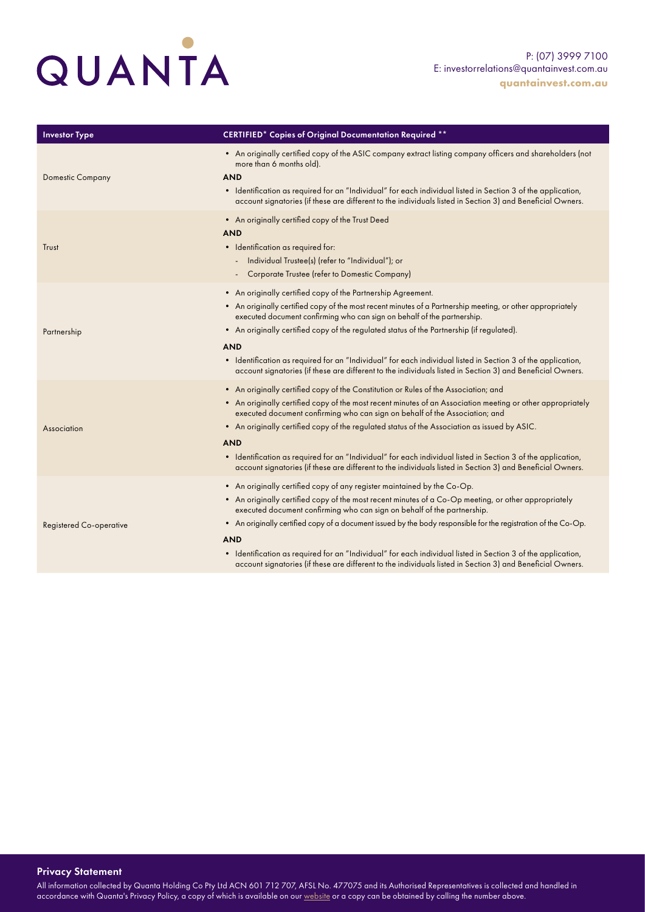| Investor Type | CERTIFIED* Copies of Original Documentation Required ** |
| --- | --- |
| Domestic Company | • An originally certified copy of the ASIC company extract listing company officers and shareholders (not more than 6 months old).<br>**AND**<br>• Identification as required for an "Individual" for each individual listed in Section 3 of the application, account signatories (if these are different to the individuals listed in Section 3) and Beneficial Owners. |
| Trust | • An originally certified copy of the Trust Deed<br>**AND**<br>• Identification as required for:<br>- Individual Trustee(s) (refer to "Individual"); or<br>- Corporate Trustee (refer to Domestic Company) |
| Partnership | • An originally certified copy of the Partnership Agreement.<br>• An originally certified copy of the most recent minutes of a Partnership meeting, or other appropriately executed document confirming who can sign on behalf of the partnership.<br>• An originally certified copy of the regulated status of the Partnership (if regulated).<br>**AND**<br>• Identification as required for an "Individual" for each individual listed in Section 3 of the application, account signatories (if these are different to the individuals listed in Section 3) and Beneficial Owners. |
| Association | • An originally certified copy of the Constitution or Rules of the Association; and<br>• An originally certified copy of the most recent minutes of an Association meeting or other appropriately executed document confirming who can sign on behalf of the Association; and<br>• An originally certified copy of the regulated status of the Association as issued by ASIC.<br>**AND**<br>• Identification as required for an "Individual" for each individual listed in Section 3 of the application, account signatories (if these are different to the individuals listed in Section 3) and Beneficial Owners. |
| Registered Co-operative | • An originally certified copy of any register maintained by the Co-Op.<br>• An originally certified copy of the most recent minutes of a Co-Op meeting, or other appropriately executed document confirming who can sign on behalf of the partnership.<br>• An originally certified copy of a document issued by the body responsible for the registration of the Co-Op.<br>**AND**<br>• Identification as required for an "Individual" for each individual listed in Section 3 of the application, account signatories (if these are different to the individuals listed in Section 3) and Beneficial Owners. |

## Privacy Statement

All information collected by Quanta Holding Co Pty Ltd ACN 601 712 707, AFSL No. 477075 and its Authorised Representatives is collected and handled in accordance with Quanta's Privacy Policy, a copy of which is available on our website or a copy can be obtained by calling the number above.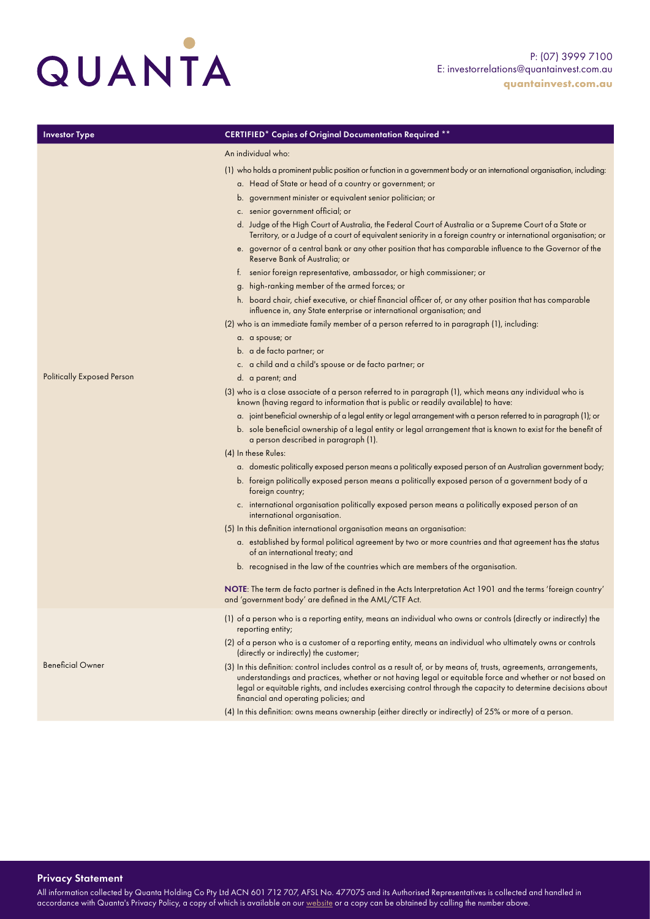QUANTA

P: (07) 3999 7100
E: investorrelations@quantainvest.com.au
**quantainvest.com.au**

| Investor Type | CERTIFIED* Copies of Original Documentation Required ** |
| --- | --- |
| Politically Exposed Person | An individual who:<br>(1) who holds a prominent public position or function in a government body or an international organisation, including:<br>a. Head of State or head of a country or government; or<br>b. government minister or equivalent senior politician; or<br>c. senior government official; or<br>d. Judge of the High Court of Australia, the Federal Court of Australia or a Supreme Court of a State or Territory, or a Judge of a court of equivalent seniority in a foreign country or international organisation; or<br>e. governor of a central bank or any other position that has comparable influence to the Governor of the Reserve Bank of Australia; or<br>f. senior foreign representative, ambassador, or high commissioner; or<br>g. high-ranking member of the armed forces; or<br>h. board chair, chief executive, or chief financial officer of, or any other position that has comparable influence in, any State enterprise or international organisation; and<br>(2) who is an immediate family member of a person referred to in paragraph (1), including:<br>a. a spouse; or<br>b. a de facto partner; or<br>c. a child and a child's spouse or de facto partner; or<br>d. a parent; and<br>(3) who is a close associate of a person referred to in paragraph (1), which means any individual who is known (having regard to information that is public or readily available) to have:<br>a. joint beneficial ownership of a legal entity or legal arrangement with a person referred to in paragraph (1); or<br>b. sole beneficial ownership of a legal entity or legal arrangement that is known to exist for the benefit of a person described in paragraph (1).<br>(4) In these Rules:<br>a. domestic politically exposed person means a politically exposed person of an Australian government body;<br>b. foreign politically exposed person means a politically exposed person of a government body of a foreign country;<br>c. international organisation politically exposed person means a politically exposed person of an international organisation.<br>(5) In this definition international organisation means an organisation:<br>a. established by formal political agreement by two or more countries and that agreement has the status of an international treaty; and<br>b. recognised in the law of the countries which are members of the organisation.<br><br>**NOTE**: The term de facto partner is defined in the Acts Interpretation Act 1901 and the terms 'foreign country' and 'government body' are defined in the AML/CTF Act. |
| Beneficial Owner | (1) of a person who is a reporting entity, means an individual who owns or controls (directly or indirectly) the reporting entity;<br>(2) of a person who is a customer of a reporting entity, means an individual who ultimately owns or controls (directly or indirectly) the customer;<br>(3) In this definition: control includes control as a result of, or by means of, trusts, agreements, arrangements, understandings and practices, whether or not having legal or equitable force and whether or not based on legal or equitable rights, and includes exercising control through the capacity to determine decisions about financial and operating policies; and<br>(4) In this definition: owns means ownership (either directly or indirectly) of 25% or more of a person. |

## Privacy Statement

All information collected by Quanta Holding Co Pty Ltd ACN 601 712 707, AFSL No. 477075 and its Authorised Representatives is collected and handled in accordance with Quanta's Privacy Policy, a copy of which is available on our website or a copy can be obtained by calling the number above.